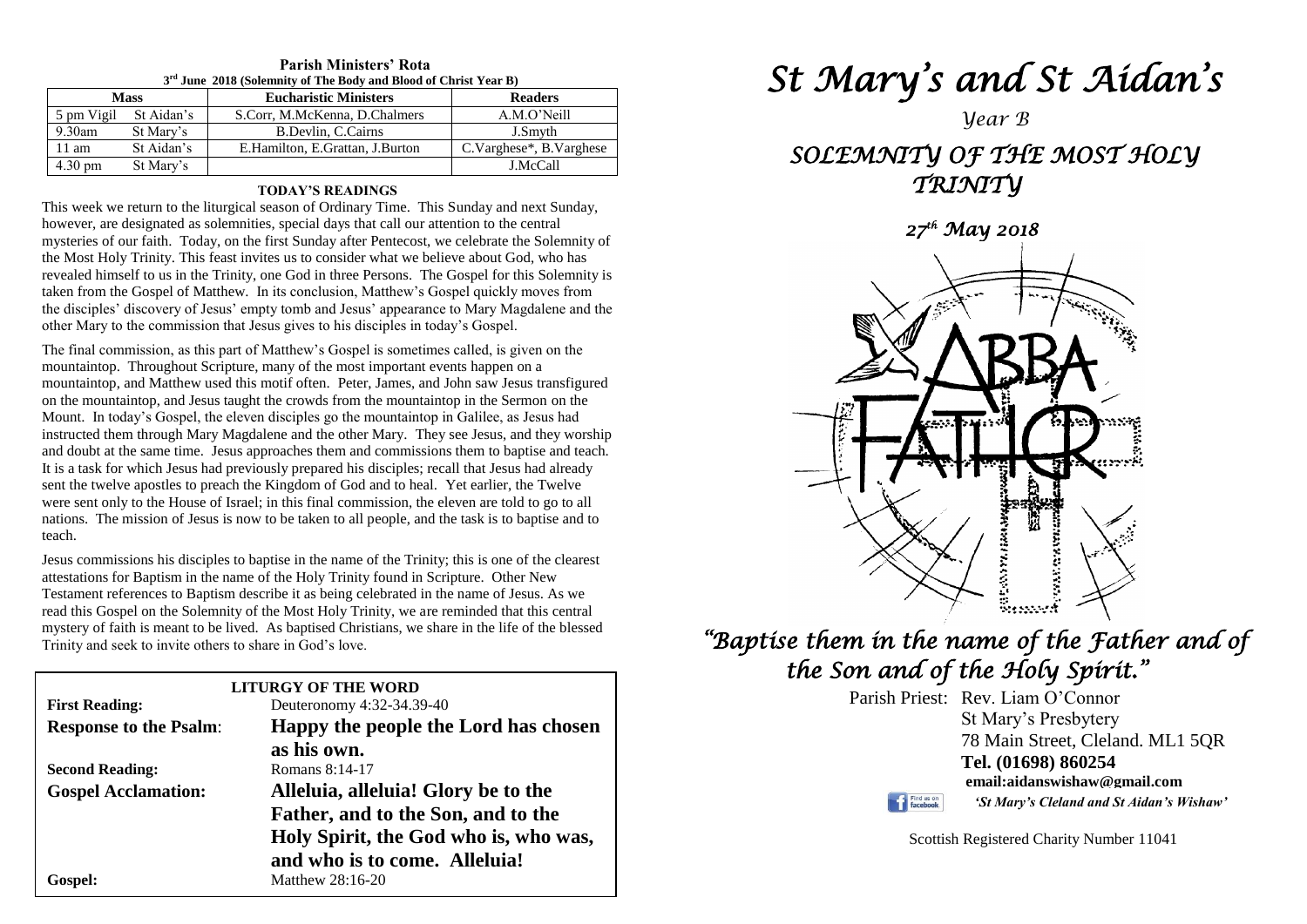**Parish Ministers' Rota**

**3rd June 2018 (Solemnity of The Body and Blood of Christ Year B)**

| Mass | | Eucharistic Ministers | Readers |
|---|---|---|---|
| 5 pm Vigil | St Aidan's | S.Corr, M.McKenna, D.Chalmers | A.M.O'Neill |
| 9.30am | St Mary's | B.Devlin, C.Cairns | J.Smyth |
| 11 am | St Aidan's | E.Hamilton, E.Grattan, J.Burton | C.Varghese*, B.Varghese |
| 4.30 pm | St Mary's | | J.McCall |

**TODAY'S READINGS**

This week we return to the liturgical season of Ordinary Time. This Sunday and next Sunday, however, are designated as solemnities, special days that call our attention to the central mysteries of our faith. Today, on the first Sunday after Pentecost, we celebrate the Solemnity of the Most Holy Trinity. This feast invites us to consider what we believe about God, who has revealed himself to us in the Trinity, one God in three Persons. The Gospel for this Solemnity is taken from the Gospel of Matthew. In its conclusion, Matthew's Gospel quickly moves from the disciples' discovery of Jesus' empty tomb and Jesus' appearance to Mary Magdalene and the other Mary to the commission that Jesus gives to his disciples in today's Gospel.

The final commission, as this part of Matthew's Gospel is sometimes called, is given on the mountaintop. Throughout Scripture, many of the most important events happen on a mountaintop, and Matthew used this motif often. Peter, James, and John saw Jesus transfigured on the mountaintop, and Jesus taught the crowds from the mountaintop in the Sermon on the Mount. In today's Gospel, the eleven disciples go the mountaintop in Galilee, as Jesus had instructed them through Mary Magdalene and the other Mary. They see Jesus, and they worship and doubt at the same time. Jesus approaches them and commissions them to baptise and teach. It is a task for which Jesus had previously prepared his disciples; recall that Jesus had already sent the twelve apostles to preach the Kingdom of God and to heal. Yet earlier, the Twelve were sent only to the House of Israel; in this final commission, the eleven are told to go to all nations. The mission of Jesus is now to be taken to all people, and the task is to baptise and to teach.

Jesus commissions his disciples to baptise in the name of the Trinity; this is one of the clearest attestations for Baptism in the name of the Holy Trinity found in Scripture. Other New Testament references to Baptism describe it as being celebrated in the name of Jesus. As we read this Gospel on the Solemnity of the Most Holy Trinity, we are reminded that this central mystery of faith is meant to be lived. As baptised Christians, we share in the life of the blessed Trinity and seek to invite others to share in God's love.

**LITURGY OF THE WORD**

**First Reading:** Deuteronomy 4:32-34.39-40

**Response to the Psalm:** **Happy the people the Lord has chosen as his own.**

**Second Reading:** Romans 8:14-17

**Gospel Acclamation:** **Alleluia, alleluia! Glory be to the Father, and to the Son, and to the Holy Spirit, the God who is, who was, and who is to come. Alleluia!**

**Gospel:** Matthew 28:16-20

# *St Mary's and St Aidan's*

*Year B*

## *SOLEMNITY OF THE MOST HOLY TRINITY*

*27th May 2018*

ABBA FATHER

*"Baptise them in the name of the Father and of the Son and of the Holy Spirit."*

Parish Priest: Rev. Liam O'Connor
St Mary's Presbytery
78 Main Street, Cleland. ML1 5QR
**Tel. (01698) 860254**
**email:aidanswishaw@gmail.com**

Find us on facebook *'St Mary's Cleland and St Aidan's Wishaw'*

Scottish Registered Charity Number 11041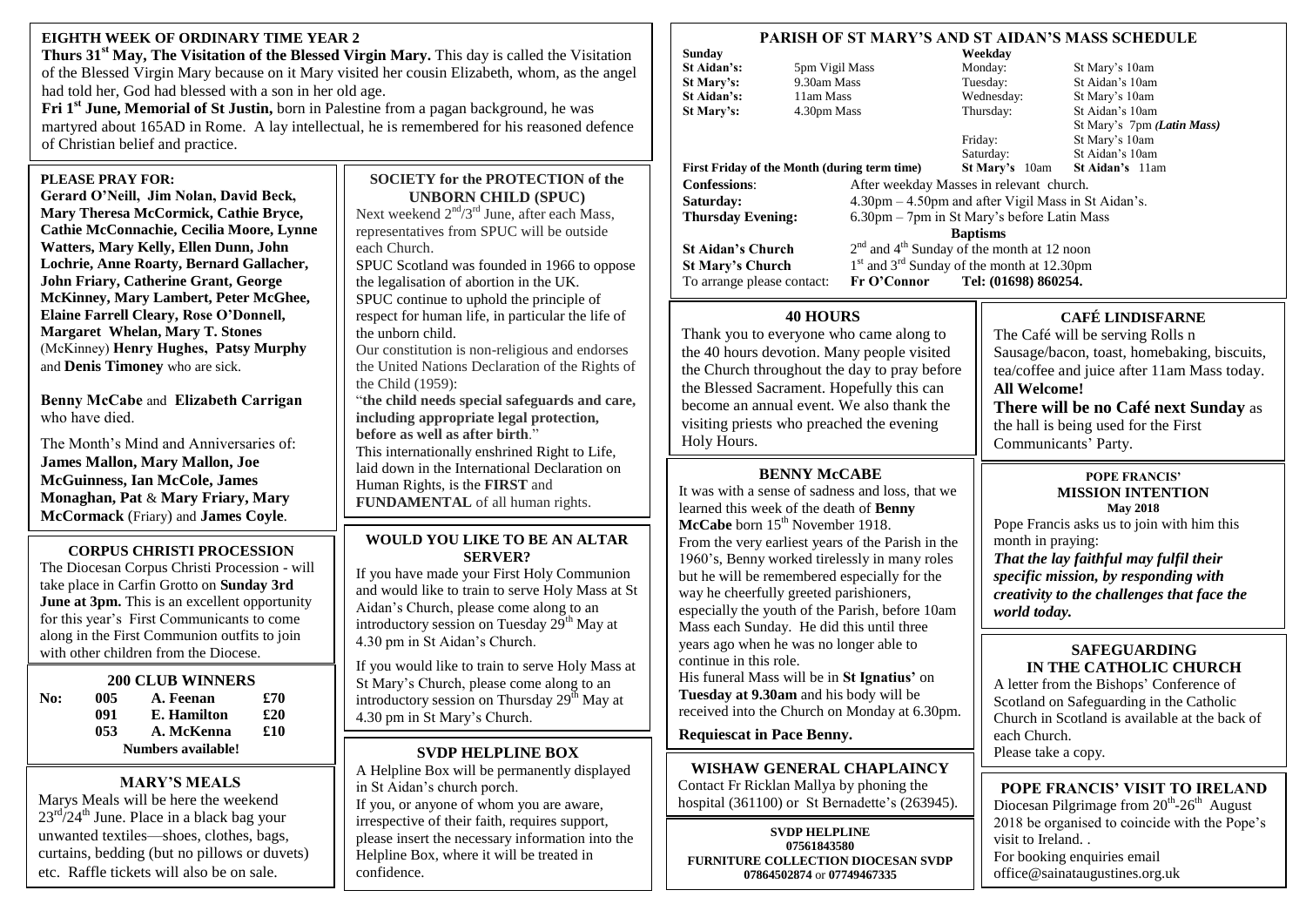## EIGHTH WEEK OF ORDINARY TIME YEAR 2

**Thurs 31st May, The Visitation of the Blessed Virgin Mary.** This day is called the Visitation of the Blessed Virgin Mary because on it Mary visited her cousin Elizabeth, whom, as the angel had told her, God had blessed with a son in her old age.

**Fri 1st June, Memorial of St Justin,** born in Palestine from a pagan background, he was martyred about 165AD in Rome. A lay intellectual, he is remembered for his reasoned defence of Christian belief and practice.

### PLEASE PRAY FOR:

**Gerard O'Neill, Jim Nolan, David Beck, Mary Theresa McCormick, Cathie Bryce, Cathie McConnachie, Cecilia Moore, Lynne Watters, Mary Kelly, Ellen Dunn, John Lochrie, Anne Roarty, Bernard Gallacher, John Friary, Catherine Grant, George McKinney, Mary Lambert, Peter McGhee, Elaine Farrell Cleary, Rose O'Donnell, Margaret Whelan, Mary T. Stones** (McKinney) **Henry Hughes, Patsy Murphy** and **Denis Timoney** who are sick.

**Benny McCabe** and **Elizabeth Carrigan** who have died.

The Month's Mind and Anniversaries of: **James Mallon, Mary Mallon, Joe McGuinness, Ian McCole, James Monaghan, Pat** & **Mary Friary, Mary McCormack** (Friary) and **James Coyle**.

### CORPUS CHRISTI PROCESSION

The Diocesan Corpus Christi Procession - will take place in Carfin Grotto on **Sunday 3rd June at 3pm.** This is an excellent opportunity for this year's First Communicants to come along in the First Communion outfits to join with other children from the Diocese.

### 200 CLUB WINNERS

| No: | | | |
|---|---|---|---|
| | 005 | A. Feenan | £70 |
| | 091 | E. Hamilton | £20 |
| | 053 | A. McKenna | £10 |

**Numbers available!**

### MARY'S MEALS

Marys Meals will be here the weekend 23rd/24th June. Place in a black bag your unwanted textiles—shoes, clothes, bags, curtains, bedding (but no pillows or duvets) etc. Raffle tickets will also be on sale.

### SOCIETY for the PROTECTION of the UNBORN CHILD (SPUC)

Next weekend 2nd/3rd June, after each Mass, representatives from SPUC will be outside each Church.

SPUC Scotland was founded in 1966 to oppose the legalisation of abortion in the UK.

SPUC continue to uphold the principle of respect for human life, in particular the life of the unborn child.

Our constitution is non-religious and endorses the United Nations Declaration of the Rights of the Child (1959):

"**the child needs special safeguards and care, including appropriate legal protection, before as well as after birth**."

This internationally enshrined Right to Life, laid down in the International Declaration on Human Rights, is the **FIRST** and **FUNDAMENTAL** of all human rights.

### WOULD YOU LIKE TO BE AN ALTAR SERVER?

If you have made your First Holy Communion and would like to train to serve Holy Mass at St Aidan's Church, please come along to an introductory session on Tuesday 29th May at 4.30 pm in St Aidan's Church.

If you would like to train to serve Holy Mass at St Mary's Church, please come along to an introductory session on Thursday 29th May at 4.30 pm in St Mary's Church.

### SVDP HELPLINE BOX

A Helpline Box will be permanently displayed in St Aidan's church porch.

If you, or anyone of whom you are aware, irrespective of their faith, requires support, please insert the necessary information into the Helpline Box, where it will be treated in confidence.

### PARISH OF ST MARY'S AND ST AIDAN'S MASS SCHEDULE

| Sunday | | Weekday | |
|---|---|---|---|
| St Aidan's: | 5pm Vigil Mass | Monday: | St Mary's 10am |
| St Mary's: | 9.30am Mass | Tuesday: | St Aidan's 10am |
| St Aidan's: | 11am Mass | Wednesday: | St Mary's 10am |
| St Mary's: | 4.30pm Mass | Thursday: | St Aidan's 10am |
| | | | St Mary's 7pm *(Latin Mass)* |
| | | Friday: | St Mary's 10am |
| | | Saturday: | St Aidan's 10am |

**First Friday of the Month (during term time)** **St Mary's** 10am **St Aidan's** 11am

**Confessions**: After weekday Masses in relevant church.

**Saturday:** 4.30pm – 4.50pm and after Vigil Mass in St Aidan's.

**Thursday Evening:** 6.30pm – 7pm in St Mary's before Latin Mass

**Baptisms**

**St Aidan's Church** 2nd and 4th Sunday of the month at 12 noon

**St Mary's Church** 1st and 3rd Sunday of the month at 12.30pm

To arrange please contact: **Fr O'Connor Tel: (01698) 860254.**

### 40 HOURS

Thank you to everyone who came along to the 40 hours devotion. Many people visited the Church throughout the day to pray before the Blessed Sacrament. Hopefully this can become an annual event. We also thank the visiting priests who preached the evening Holy Hours.

### BENNY McCABE

It was with a sense of sadness and loss, that we learned this week of the death of **Benny McCabe** born 15th November 1918.

From the very earliest years of the Parish in the 1960's, Benny worked tirelessly in many roles but he will be remembered especially for the way he cheerfully greeted parishioners, especially the youth of the Parish, before 10am Mass each Sunday. He did this until three years ago when he was no longer able to continue in this role.

His funeral Mass will be in **St Ignatius'** on **Tuesday at 9.30am** and his body will be received into the Church on Monday at 6.30pm.

**Requiescat in Pace Benny.**

### WISHAW GENERAL CHAPLAINCY

Contact Fr Ricklan Mallya by phoning the hospital (361100) or St Bernadette's (263945).

**SVDP HELPLINE**
**07561843580**
**FURNITURE COLLECTION DIOCESAN SVDP**
**07864502874** or **07749467335**

### CAFÉ LINDISFARNE

The Café will be serving Rolls n Sausage/bacon, toast, homebaking, biscuits, tea/coffee and juice after 11am Mass today.

**All Welcome!**

**There will be no Café next Sunday** as the hall is being used for the First Communicants' Party.

### POPE FRANCIS' MISSION INTENTION
**May 2018**

Pope Francis asks us to join with him this month in praying:

***That the lay faithful may fulfil their specific mission, by responding with creativity to the challenges that face the world today.***

### SAFEGUARDING IN THE CATHOLIC CHURCH

A letter from the Bishops' Conference of Scotland on Safeguarding in the Catholic Church in Scotland is available at the back of each Church.

Please take a copy.

### POPE FRANCIS' VISIT TO IRELAND

Diocesan Pilgrimage from 20th-26th August 2018 be organised to coincide with the Pope's visit to Ireland. .

For booking enquiries email office@sainataugustines.org.uk